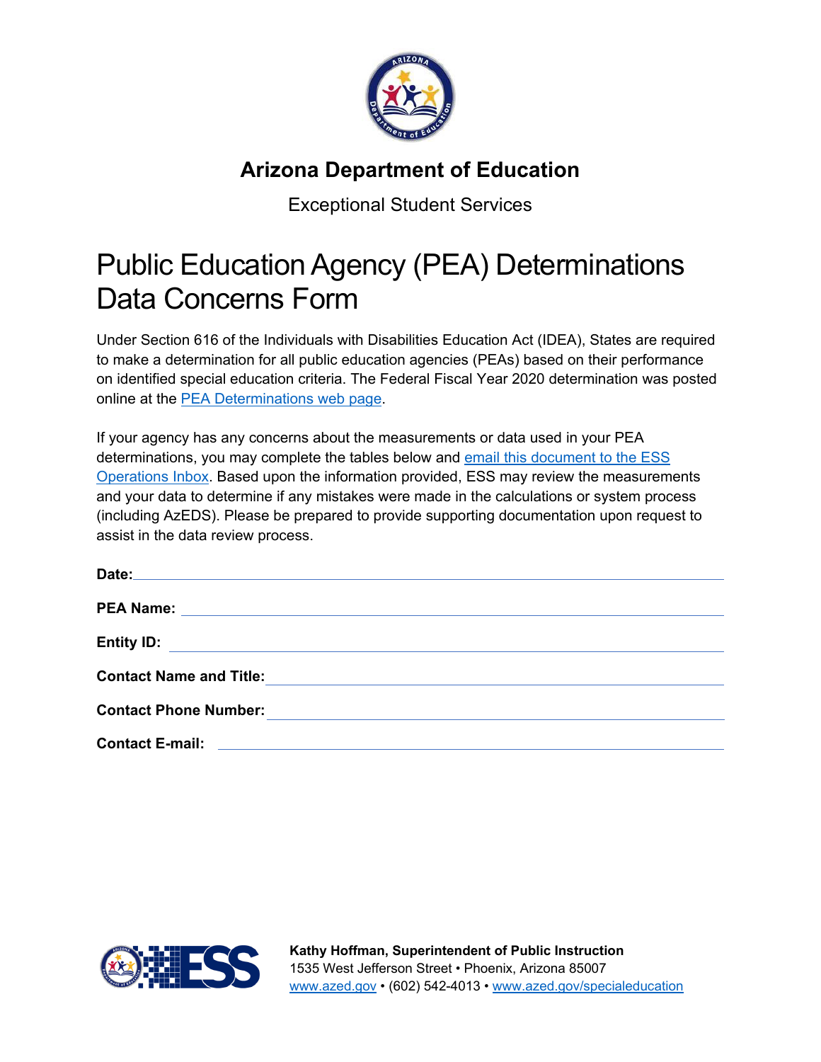# Arizona Department of Education

Exceptional Student Services

# Public Education Agency (PEA) Determinations Data Concerns Form

Under Section 616 of the Individuals with Disabilities Education Act (IDEA), States are required to make a determination for all public education agencies (PEAs) based on their performance on identified special education criteria. The Federal Fiscal Year 2020 determination was posted online at the PEA Determinations web page.

If your agency has any concerns about the measurements or data used in your PEA determinations, you may complete the tables below and email this document to the ESS Operations Inbox. Based upon the information provided, ESS may review the measurements and your data to determine if any mistakes were made in the calculations or system process (including AzEDS). Please be prepared to provide supporting documentation upon request to assist in the data review process.

**Date:** ______________________________

**PEA Name:** ______________________________

**Entity ID:** ______________________________

**Contact Name and Title:** ______________________________

**Contact Phone Number:** ______________________________

**Contact E-mail:** ______________________________

**Kathy Hoffman, Superintendent of Public Instruction**
1535 West Jefferson Street • Phoenix, Arizona 85007
www.azed.gov • (602) 542-4013 • www.azed.gov/specialeducation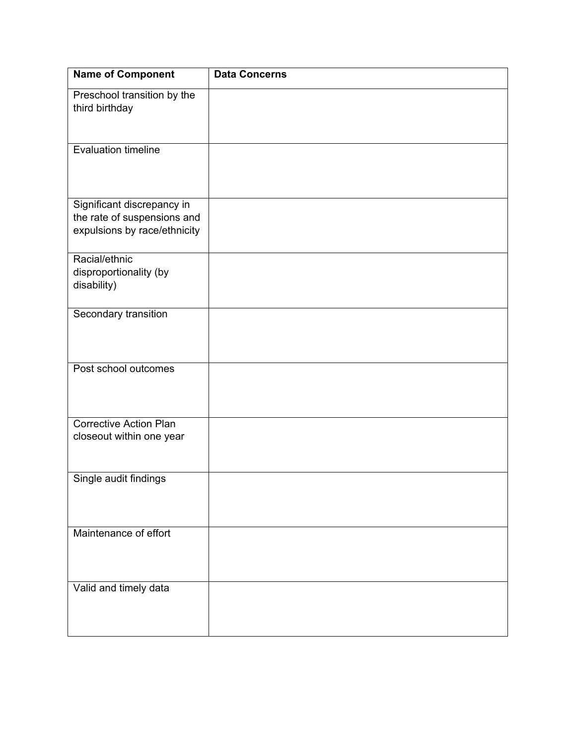| Name of Component | Data Concerns |
| --- | --- |
| Preschool transition by the third birthday | |
| Evaluation timeline | |
| Significant discrepancy in the rate of suspensions and expulsions by race/ethnicity | |
| Racial/ethnic disproportionality (by disability) | |
| Secondary transition | |
| Post school outcomes | |
| Corrective Action Plan closeout within one year | |
| Single audit findings | |
| Maintenance of effort | |
| Valid and timely data | |